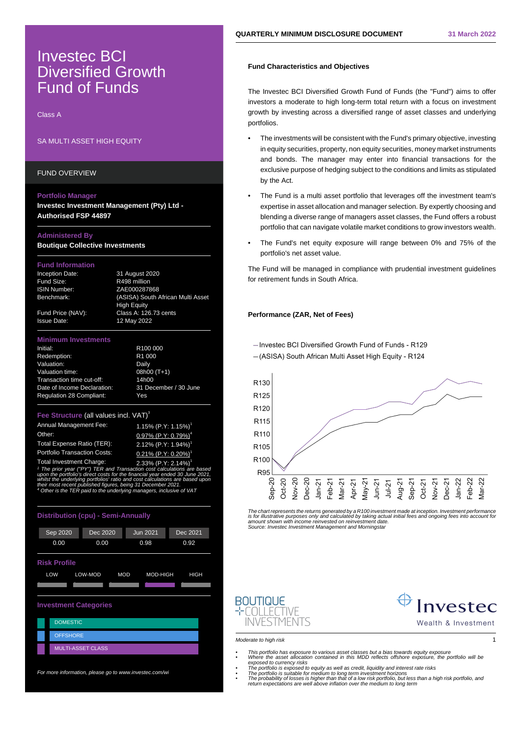# Investec BCI Diversified Growth Fund of Funds

Class A

SA MULTI ASSET HIGH EQUITY

**QUARTERLY MINIMUM DISCLOSURE DOCUMENT** — 31 March 2022

## FUND OVERVIEW

**Portfolio Manager**
**Investec Investment Management (Pty) Ltd - Authorised FSP 44897**

**Administered By**
**Boutique Collective Investments**

**Fund Information**

| | |
|---|---|
| Inception Date: | 31 August 2020 |
| Fund Size: | R498 million |
| ISIN Number: | ZAE000287868 |
| Benchmark: | (ASISA) South African Multi Asset High Equity |
| Fund Price (NAV): | Class A: 126.73 cents |
| Issue Date: | 12 May 2022 |

**Minimum Investments**

| | |
|---|---|
| Initial: | R100 000 |
| Redemption: | R1 000 |
| Valuation: | Daily |
| Valuation time: | 08h00 (T+1) |
| Transaction time cut-off: | 14h00 |
| Date of Income Declaration: | 31 December / 30 June |
| Regulation 28 Compliant: | Yes |

**Fee Structure** (all values incl. VAT)[3]

| | |
|---|---|
| Annual Management Fee: | 1.15% (P.Y: 1.15%)[1] |
| Other: | 0.97% (P.Y: 0.79%)[4] |
| Total Expense Ratio (TER): | 2.12% (P.Y: 1.94%)[1] |
| Portfolio Transaction Costs: | 0.21% (P.Y: 0.20%)[1] |
| Total Investment Charge: | 2.33% (P.Y: 2.14%)[1] |

*[1] The prior year ("PY") TER and Transaction cost calculations are based upon the portfolio's direct costs for the financial year ended 30 June 2021, whilst the underlying portfolios' ratio and cost calculations are based upon their most recent published figures, being 31 December 2021.*
*[4] Other is the TER paid to the underlying managers, inclusive of VAT*

**Distribution (cpu) - Semi-Annually**

| Sep 2020 | Dec 2020 | Jun 2021 | Dec 2021 |
|---|---|---|---|
| 0.00 | 0.00 | 0.98 | 0.92 |

**Risk Profile**

LOW | LOW-MOD | MOD | MOD-HIGH | HIGH

(Indicated: MOD-HIGH)

**Investment Categories**

- DOMESTIC
- OFFSHORE
- MULTI-ASSET CLASS

*For more information, please go to www.investec.com/wi*

## Fund Characteristics and Objectives

The Investec BCI Diversified Growth Fund of Funds (the "Fund") aims to offer investors a moderate to high long-term total return with a focus on investment growth by investing across a diversified range of asset classes and underlying portfolios.

- The investments will be consistent with the Fund's primary objective, investing in equity securities, property, non equity securities, money market instruments and bonds. The manager may enter into financial transactions for the exclusive purpose of hedging subject to the conditions and limits as stipulated by the Act.
- The Fund is a multi asset portfolio that leverages off the investment team's expertise in asset allocation and manager selection. By expertly choosing and blending a diverse range of managers asset classes, the Fund offers a robust portfolio that can navigate volatile market conditions to grow investors wealth.
- The Fund's net equity exposure will range between 0% and 75% of the portfolio's net asset value.

The Fund will be managed in compliance with prudential investment guidelines for retirement funds in South Africa.

## Performance (ZAR, Net of Fees)

— Investec BCI Diversified Growth Fund of Funds - R129
— (ASISA) South African Multi Asset High Equity - R124

*The chart represents the returns generated by a R100 investment made at inception. Investment performance is for illustrative purposes only and calculated by taking actual initial fees and ongoing fees into account for amount shown with income reinvested on reinvestment date.*
*Source: Investec Investment Management and Morningstar*

*Moderate to high risk*

- *This portfolio has exposure to various asset classes but a bias towards equity exposure*
- *Where the asset allocation contained in this MDD reflects offshore exposure, the portfolio will be exposed to currency risks*
- *The portfolio is exposed to equity as well as credit, liquidity and interest rate risks*
- *The portfolio is suitable for medium to long term investment horizons*
- *The probability of losses is higher than that of a low risk portfolio, but less than a high risk portfolio, and return expectations are well above inflation over the medium to long term*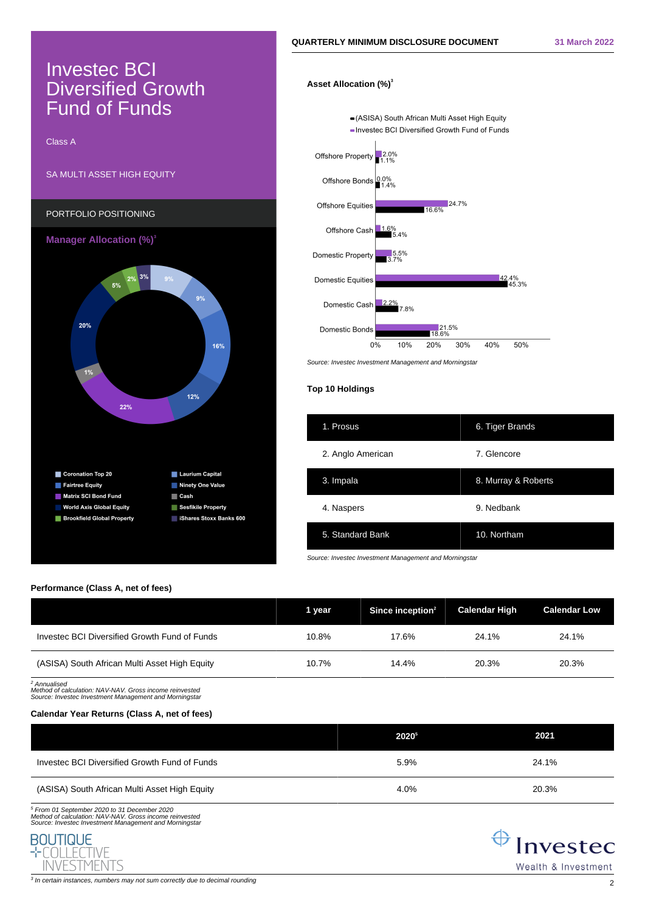# Investec BCI Diversified Growth Fund of Funds

Class A

SA MULTI ASSET HIGH EQUITY

QUARTERLY MINIMUM DISCLOSURE DOCUMENT 31 March 2022

## PORTFOLIO POSITIONING

### Manager Allocation (%)[3]

| Manager | % |
|---|---|
| Coronation Top 20 | 9% |
| Laurium Capital | 9% |
| Fairtree Equity | 16% |
| Ninety One Value | 12% |
| Matrix SCI Bond Fund | 22% |
| Cash | 1% |
| World Axis Global Equity | 20% |
| Sesfikile Property | 5% |
| Brookfield Global Property | 2% |
| iShares Stoxx Banks 600 | 3% |

### Asset Allocation (%)[3]

| Asset Class | Investec BCI Diversified Growth Fund of Funds | (ASISA) South African Multi Asset High Equity |
|---|---|---|
| Offshore Property | 2.0% | 1.1% |
| Offshore Bonds | 0.0% | 1.4% |
| Offshore Equities | 24.7% | 16.6% |
| Offshore Cash | 1.6% | 5.4% |
| Domestic Property | 5.5% | 3.7% |
| Domestic Equities | 42.4% | 45.3% |
| Domestic Cash | 2.2% | 7.8% |
| Domestic Bonds | 21.5% | 18.6% |

*Source: Investec Investment Management and Morningstar*

### Top 10 Holdings

| | |
|---|---|
| 1. Prosus | 6. Tiger Brands |
| 2. Anglo American | 7. Glencore |
| 3. Impala | 8. Murray & Roberts |
| 4. Naspers | 9. Nedbank |
| 5. Standard Bank | 10. Northam |

*Source: Investec Investment Management and Morningstar*

### Performance (Class A, net of fees)

| | 1 year | Since inception[2] | Calendar High | Calendar Low |
|---|---|---|---|---|
| Investec BCI Diversified Growth Fund of Funds | 10.8% | 17.6% | 24.1% | 24.1% |
| (ASISA) South African Multi Asset High Equity | 10.7% | 14.4% | 20.3% | 20.3% |

*[2] Annualised*
*Method of calculation: NAV-NAV. Gross income reinvested*
*Source: Investec Investment Management and Morningstar*

### Calendar Year Returns (Class A, net of fees)

| | 2020[5] | 2021 |
|---|---|---|
| Investec BCI Diversified Growth Fund of Funds | 5.9% | 24.1% |
| (ASISA) South African Multi Asset High Equity | 4.0% | 20.3% |

*[5] From 01 September 2020 to 31 December 2020*
*Method of calculation: NAV-NAV. Gross income reinvested*
*Source: Investec Investment Management and Morningstar*

BOUTIQUE COLLECTIVE INVESTMENTS

Investec Wealth & Investment

*[3] In certain instances, numbers may not sum correctly due to decimal rounding*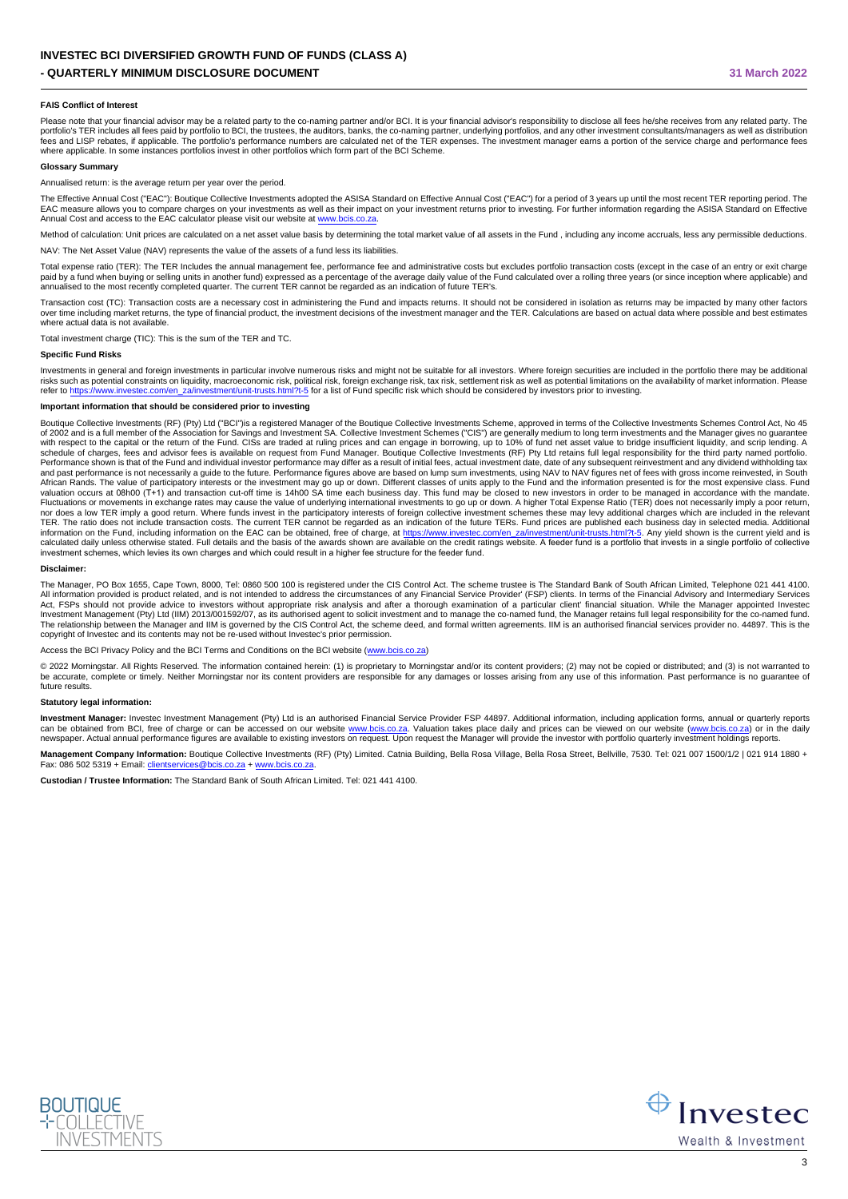## FAIS Conflict of Interest

Please note that your financial advisor may be a related party to the co-naming partner and/or BCI. It is your financial advisor's responsibility to disclose all fees he/she receives from any related party. The portfolio's TER includes all fees paid by portfolio to BCI, the trustees, the auditors, banks, the co-naming partner, underlying portfolios, and any other investment consultants/managers as well as distribution fees and LISP rebates, if applicable. The portfolio's performance numbers are calculated net of the TER expenses. The investment manager earns a portion of the service charge and performance fees where applicable. In some instances portfolios invest in other portfolios which form part of the BCI Scheme.

## Glossary Summary

Annualised return: is the average return per year over the period.

The Effective Annual Cost ("EAC"): Boutique Collective Investments adopted the ASISA Standard on Effective Annual Cost ("EAC") for a period of 3 years up until the most recent TER reporting period. The EAC measure allows you to compare charges on your investments as well as their impact on your investment returns prior to investing. For further information regarding the ASISA Standard on Effective Annual Cost and access to the EAC calculator please visit our website at www.bcis.co.za.

Method of calculation: Unit prices are calculated on a net asset value basis by determining the total market value of all assets in the Fund , including any income accruals, less any permissible deductions.

NAV: The Net Asset Value (NAV) represents the value of the assets of a fund less its liabilities.

Total expense ratio (TER): The TER Includes the annual management fee, performance fee and administrative costs but excludes portfolio transaction costs (except in the case of an entry or exit charge paid by a fund when buying or selling units in another fund) expressed as a percentage of the average daily value of the Fund calculated over a rolling three years (or since inception where applicable) and annualised to the most recently completed quarter. The current TER cannot be regarded as an indication of future TER's.

Transaction cost (TC): Transaction costs are a necessary cost in administering the Fund and impacts returns. It should not be considered in isolation as returns may be impacted by many other factors over time including market returns, the type of financial product, the investment decisions of the investment manager and the TER. Calculations are based on actual data where possible and best estimates where actual data is not available.

Total investment charge (TIC): This is the sum of the TER and TC.

## Specific Fund Risks

Investments in general and foreign investments in particular involve numerous risks and might not be suitable for all investors. Where foreign securities are included in the portfolio there may be additional risks such as potential constraints on liquidity, macroeconomic risk, political risk, foreign exchange risk, tax risk, settlement risk as well as potential limitations on the availability of market information. Please refer to https://www.investec.com/en_za/investment/unit-trusts.html?t-5 for a list of Fund specific risk which should be considered by investors prior to investing.

## Important information that should be considered prior to investing

Boutique Collective Investments (RF) (Pty) Ltd ("BCI")is a registered Manager of the Boutique Collective Investments Scheme, approved in terms of the Collective Investments Schemes Control Act, No 45 of 2002 and is a full member of the Association for Savings and Investment SA. Collective Investment Schemes ("CIS") are generally medium to long term investments and the Manager gives no guarantee with respect to the capital or the return of the Fund. CISs are traded at ruling prices and can engage in borrowing, up to 10% of fund net asset value to bridge insufficient liquidity, and scrip lending. A schedule of charges, fees and advisor fees is available on request from Fund Manager. Boutique Collective Investments (RF) Pty Ltd retains full legal responsibility for the third party named portfolio. Performance shown is that of the Fund and individual investor performance may differ as a result of initial fees, actual investment date, date of any subsequent reinvestment and any dividend withholding tax and past performance is not necessarily a guide to the future. Performance figures above are based on lump sum investments, using NAV to NAV figures net of fees with gross income reinvested, in South African Rands. The value of participatory interests or the investment may go up or down. Different classes of units apply to the Fund and the information presented is for the most expensive class. Fund valuation occurs at 08h00 (T+1) and transaction cut-off time is 14h00 SA time each business day. This fund may be closed to new investors in order to be managed in accordance with the mandate. Fluctuations or movements in exchange rates may cause the value of underlying international investments to go up or down. A higher Total Expense Ratio (TER) does not necessarily imply a poor return, nor does a low TER imply a good return. Where funds invest in the participatory interests of foreign collective investment schemes these may levy additional charges which are included in the relevant TER. The ratio does not include transaction costs. The current TER cannot be regarded as an indication of the future TERs. Fund prices are published each business day in selected media. Additional information on the Fund, including information on the EAC can be obtained, free of charge, at https://www.investec.com/en_za/investment/unit-trusts.html?t-5. Any yield shown is the current yield and is calculated daily unless otherwise stated. Full details and the basis of the awards shown are available on the credit ratings website. A feeder fund is a portfolio that invests in a single portfolio of collective investment schemes, which levies its own charges and which could result in a higher fee structure for the feeder fund.

## Disclaimer:

The Manager, PO Box 1655, Cape Town, 8000, Tel: 0860 500 100 is registered under the CIS Control Act. The scheme trustee is The Standard Bank of South African Limited, Telephone 021 441 4100. All information provided is product related, and is not intended to address the circumstances of any Financial Service Provider' (FSP) clients. In terms of the Financial Advisory and Intermediary Services Act, FSPs should not provide advice to investors without appropriate risk analysis and after a thorough examination of a particular client' financial situation. While the Manager appointed Investec Investment Management (Pty) Ltd (IIM) 2013/001592/07, as its authorised agent to solicit investment and to manage the co-named fund, the Manager retains full legal responsibility for the co-named fund. The relationship between the Manager and IIM is governed by the CIS Control Act, the scheme deed, and formal written agreements. IIM is an authorised financial services provider no. 44897. This is the copyright of Investec and its contents may not be re-used without Investec's prior permission.

Access the BCI Privacy Policy and the BCI Terms and Conditions on the BCI website (www.bcis.co.za)

© 2022 Morningstar. All Rights Reserved. The information contained herein: (1) is proprietary to Morningstar and/or its content providers; (2) may not be copied or distributed; and (3) is not warranted to be accurate, complete or timely. Neither Morningstar nor its content providers are responsible for any damages or losses arising from any use of this information. Past performance is no guarantee of future results.

## Statutory legal information:

**Investment Manager:** Investec Investment Management (Pty) Ltd is an authorised Financial Service Provider FSP 44897. Additional information, including application forms, annual or quarterly reports can be obtained from BCI, free of charge or can be accessed on our website www.bcis.co.za. Valuation takes place daily and prices can be viewed on our website (www.bcis.co.za) or in the daily newspaper. Actual annual performance figures are available to existing investors on request. Upon request the Manager will provide the investor with portfolio quarterly investment holdings reports.

**Management Company Information:** Boutique Collective Investments (RF) (Pty) Limited. Catnia Building, Bella Rosa Village, Bella Rosa Street, Bellville, 7530. Tel: 021 007 1500/1/2 | 021 914 1880 + Fax: 086 502 5319 + Email: clientservices@bcis.co.za + www.bcis.co.za.

**Custodian / Trustee Information:** The Standard Bank of South African Limited. Tel: 021 441 4100.